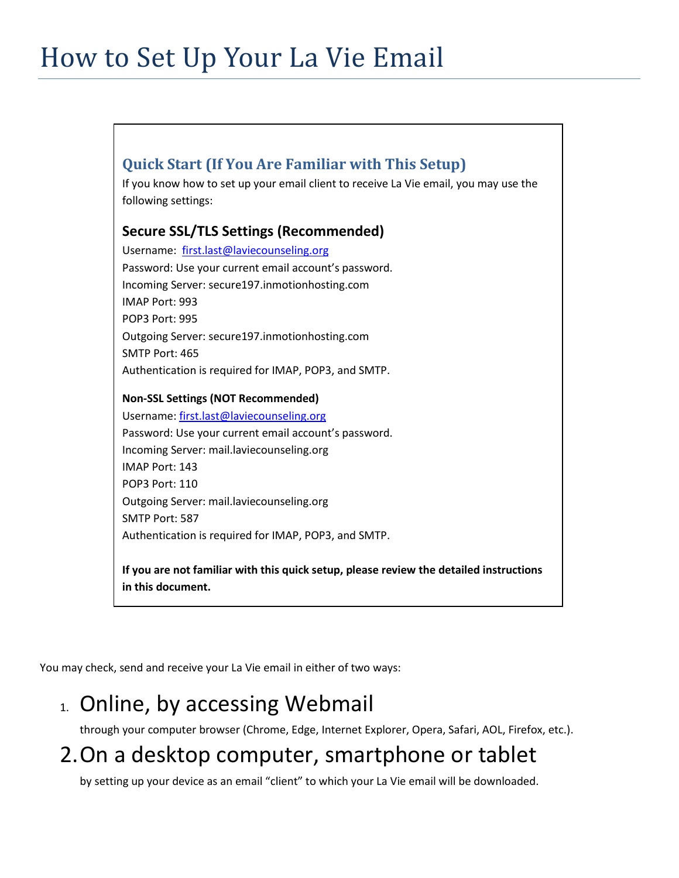# How to Set Up Your La Vie Email

## Quick Start (If You Are Familiar with This Setup)

If you know how to set up your email client to receive La Vie email, you may use the following settings:

### Secure SSL/TLS Settings (Recommended)

Username: first.last@laviecounseling.org
Password: Use your current email account's password.
Incoming Server: secure197.inmotionhosting.com
IMAP Port: 993
POP3 Port: 995
Outgoing Server: secure197.inmotionhosting.com
SMTP Port: 465
Authentication is required for IMAP, POP3, and SMTP.

**Non-SSL Settings (NOT Recommended)**

Username: first.last@laviecounseling.org
Password: Use your current email account's password.
Incoming Server: mail.laviecounseling.org
IMAP Port: 143
POP3 Port: 110
Outgoing Server: mail.laviecounseling.org
SMTP Port: 587
Authentication is required for IMAP, POP3, and SMTP.

**If you are not familiar with this quick setup, please review the detailed instructions in this document.**

You may check, send and receive your La Vie email in either of two ways:

1. **Online, by accessing Webmail**
   through your computer browser (Chrome, Edge, Internet Explorer, Opera, Safari, AOL, Firefox, etc.).
2. **On a desktop computer, smartphone or tablet**
   by setting up your device as an email "client" to which your La Vie email will be downloaded.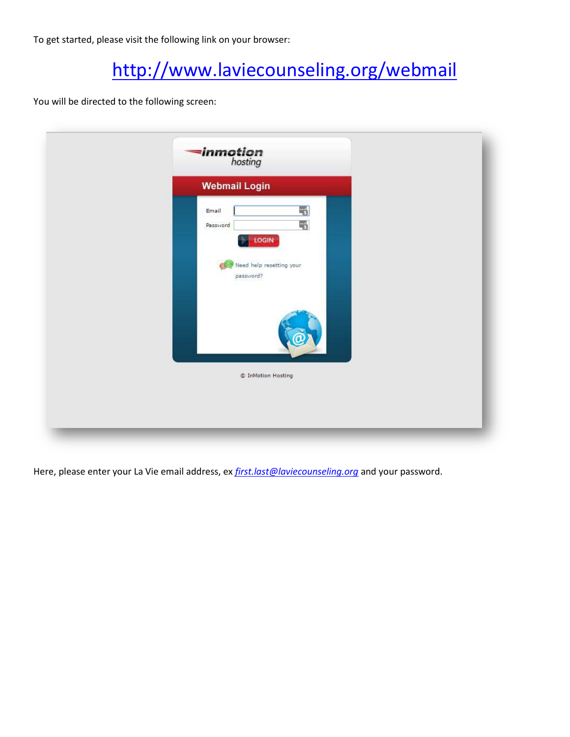To get started, please visit the following link on your browser:

[http://www.laviecounseling.org/webmail](http://www.laviecounseling.org/webmail)

You will be directed to the following screen:

Here, please enter your La Vie email address, ex *first.last@laviecounseling.org* and your password.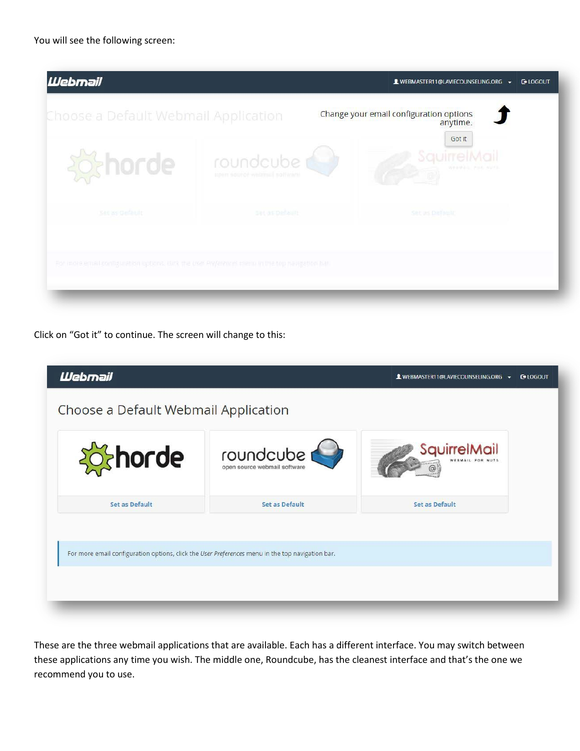You will see the following screen:

Click on "Got it" to continue. The screen will change to this:

These are the three webmail applications that are available. Each has a different interface. You may switch between these applications any time you wish. The middle one, Roundcube, has the cleanest interface and that's the one we recommend you to use.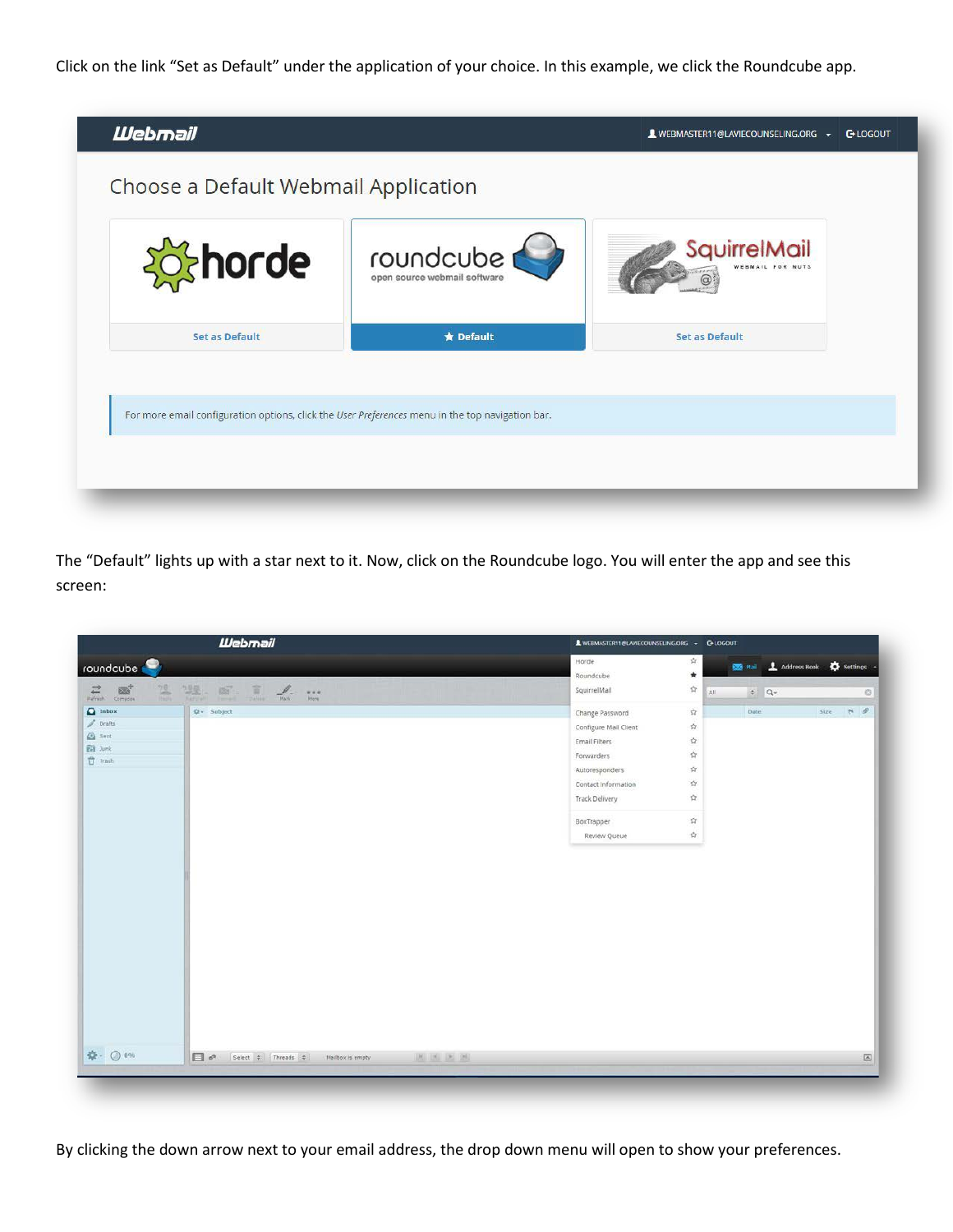Click on the link "Set as Default" under the application of your choice. In this example, we click the Roundcube app.

The "Default" lights up with a star next to it. Now, click on the Roundcube logo. You will enter the app and see this screen:

By clicking the down arrow next to your email address, the drop down menu will open to show your preferences.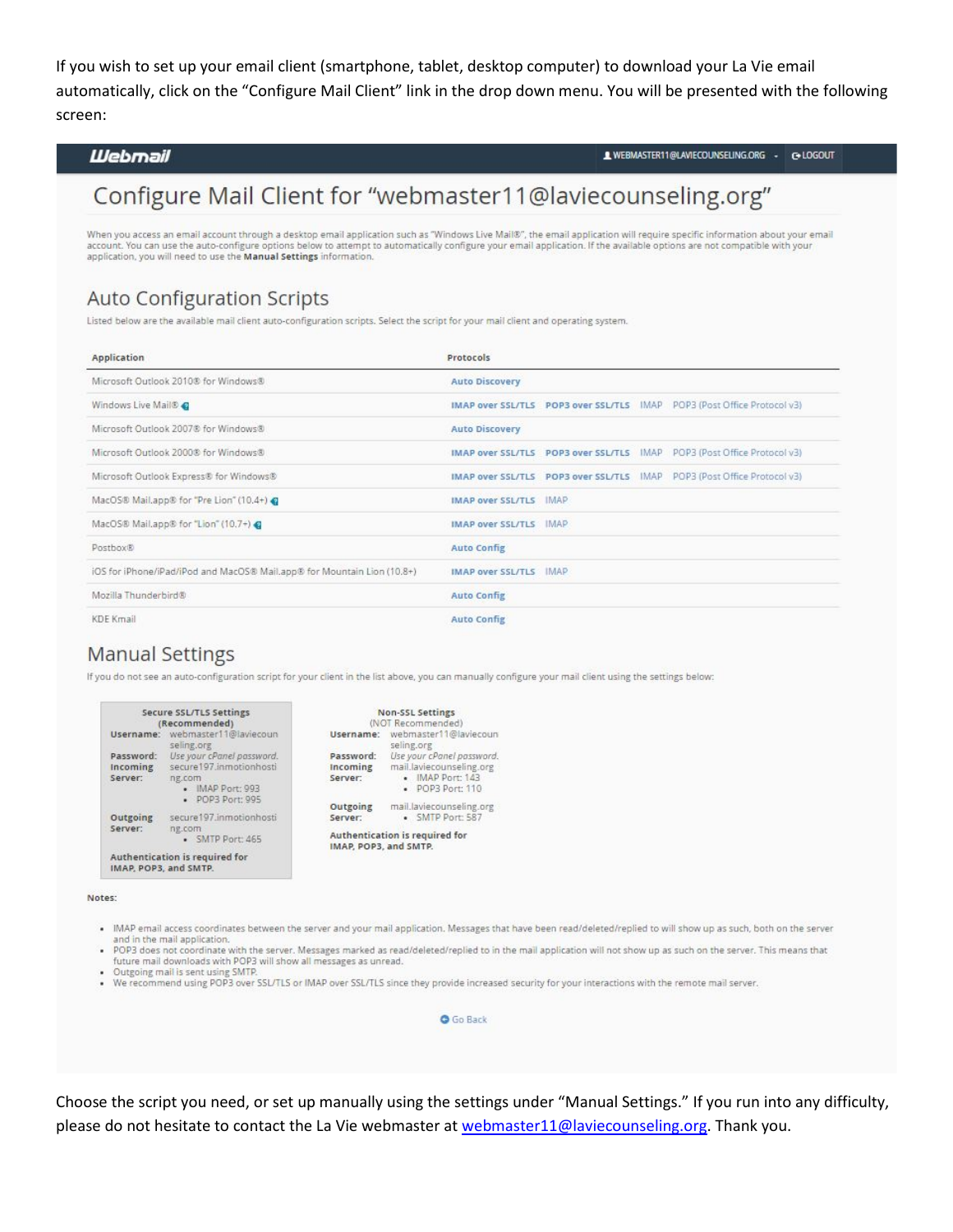If you wish to set up your email client (smartphone, tablet, desktop computer) to download your La Vie email automatically, click on the “Configure Mail Client” link in the drop down menu. You will be presented with the following screen:

**Webmail** WEBMASTER11@LAVIECOUNSELING.ORG LOGOUT

# Configure Mail Client for “webmaster11@laviecounseling.org”

When you access an email account through a desktop email application such as "Windows Live Mail®", the email application will require specific information about your email account. You can use the auto-configure options below to attempt to automatically configure your email application. If the available options are not compatible with your application, you will need to use the **Manual Settings** information.

## Auto Configuration Scripts

Listed below are the available mail client auto-configuration scripts. Select the script for your mail client and operating system.

| Application | Protocols |
|---|---|
| Microsoft Outlook 2010® for Windows® | Auto Discovery |
| Windows Live Mail® | IMAP over SSL/TLS POP3 over SSL/TLS IMAP POP3 (Post Office Protocol v3) |
| Microsoft Outlook 2007® for Windows® | Auto Discovery |
| Microsoft Outlook 2000® for Windows® | IMAP over SSL/TLS POP3 over SSL/TLS IMAP POP3 (Post Office Protocol v3) |
| Microsoft Outlook Express® for Windows® | IMAP over SSL/TLS POP3 over SSL/TLS IMAP POP3 (Post Office Protocol v3) |
| MacOS® Mail.app® for "Pre Lion" (10.4+) | IMAP over SSL/TLS IMAP |
| MacOS® Mail.app® for "Lion" (10.7+) | IMAP over SSL/TLS IMAP |
| Postbox® | Auto Config |
| iOS for iPhone/iPad/iPod and MacOS® Mail.app® for Mountain Lion (10.8+) | IMAP over SSL/TLS IMAP |
| Mozilla Thunderbird® | Auto Config |
| KDE Kmail | Auto Config |

## Manual Settings

If you do not see an auto-configuration script for your client in the list above, you can manually configure your mail client using the settings below:

**Secure SSL/TLS Settings (Recommended)**

- **Username:** webmaster11@laviecounseling.org
- **Password:** *Use your cPanel password.*
- **Incoming Server:** secure197.inmotionhosting.com
  - IMAP Port: 993
  - POP3 Port: 995
- **Outgoing Server:** secure197.inmotionhosting.com
  - SMTP Port: 465

**Authentication is required for IMAP, POP3, and SMTP.**

**Non-SSL Settings** (NOT Recommended)

- **Username:** webmaster11@laviecounseling.org
- **Password:** *Use your cPanel password.*
- **Incoming Server:** mail.laviecounseling.org
  - IMAP Port: 143
  - POP3 Port: 110
- **Outgoing Server:** mail.laviecounseling.org
  - SMTP Port: 587

**Authentication is required for IMAP, POP3, and SMTP.**

**Notes:**

- IMAP email access coordinates between the server and your mail application. Messages that have been read/deleted/replied to will show up as such, both on the server and in the mail application.
- POP3 does not coordinate with the server. Messages marked as read/deleted/replied to in the mail application will not show up as such on the server. This means that future mail downloads with POP3 will show all messages as unread.
- Outgoing mail is sent using SMTP.
- We recommend using POP3 over SSL/TLS or IMAP over SSL/TLS since they provide increased security for your interactions with the remote mail server.

Go Back

Choose the script you need, or set up manually using the settings under “Manual Settings.” If you run into any difficulty, please do not hesitate to contact the La Vie webmaster at webmaster11@laviecounseling.org. Thank you.